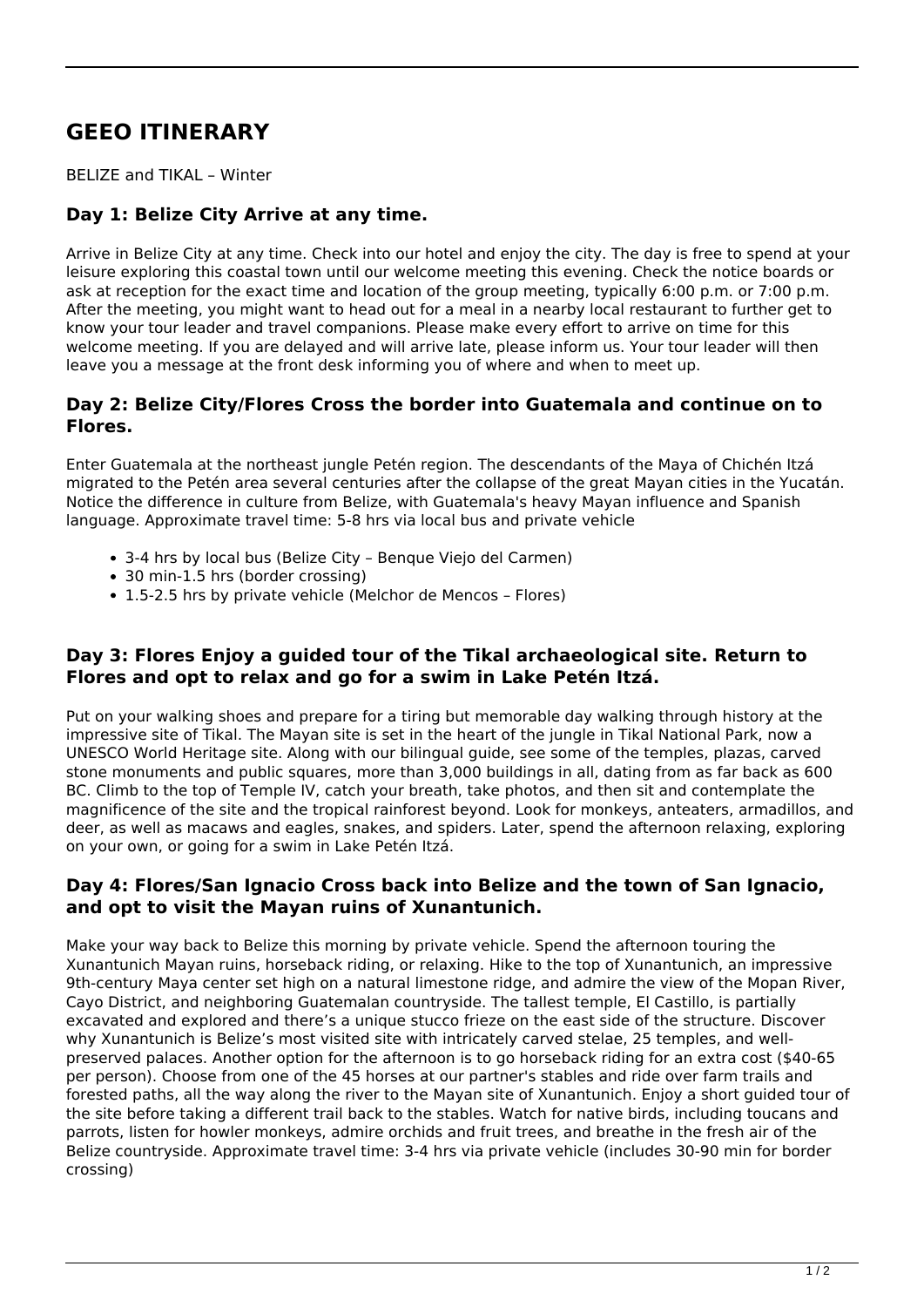# GEEO ITINERARY

BELIZE and TIKAL – Winter

### Day 1: Belize City Arrive at any time.

Arrive in Belize City at any time. Check into our hotel and enjoy the city. The day is free to spend at your leisure exploring this coastal town until our welcome meeting this evening. Check the notice boards or ask at reception for the exact time and location of the group meeting, typically 6:00 p.m. or 7:00 p.m. After the meeting, you might want to head out for a meal in a nearby local restaurant to further get to know your tour leader and travel companions. Please make every effort to arrive on time for this welcome meeting. If you are delayed and will arrive late, please inform us. Your tour leader will then leave you a message at the front desk informing you of where and when to meet up.

### Day 2: Belize City/Flores Cross the border into Guatemala and continue on to Flores.

Enter Guatemala at the northeast jungle Petén region. The descendants of the Maya of Chichén Itzá migrated to the Petén area several centuries after the collapse of the great Mayan cities in the Yucatán. Notice the difference in culture from Belize, with Guatemala's heavy Mayan influence and Spanish language. Approximate travel time: 5-8 hrs via local bus and private vehicle

- 3-4 hrs by local bus (Belize City – Benque Viejo del Carmen)
- 30 min-1.5 hrs (border crossing)
- 1.5-2.5 hrs by private vehicle (Melchor de Mencos – Flores)

### Day 3: Flores Enjoy a guided tour of the Tikal archaeological site. Return to Flores and opt to relax and go for a swim in Lake Petén Itzá.

Put on your walking shoes and prepare for a tiring but memorable day walking through history at the impressive site of Tikal. The Mayan site is set in the heart of the jungle in Tikal National Park, now a UNESCO World Heritage site. Along with our bilingual guide, see some of the temples, plazas, carved stone monuments and public squares, more than 3,000 buildings in all, dating from as far back as 600 BC. Climb to the top of Temple IV, catch your breath, take photos, and then sit and contemplate the magnificence of the site and the tropical rainforest beyond. Look for monkeys, anteaters, armadillos, and deer, as well as macaws and eagles, snakes, and spiders. Later, spend the afternoon relaxing, exploring on your own, or going for a swim in Lake Petén Itzá.

### Day 4: Flores/San Ignacio Cross back into Belize and the town of San Ignacio, and opt to visit the Mayan ruins of Xunantunich.

Make your way back to Belize this morning by private vehicle. Spend the afternoon touring the Xunantunich Mayan ruins, horseback riding, or relaxing. Hike to the top of Xunantunich, an impressive 9th-century Maya center set high on a natural limestone ridge, and admire the view of the Mopan River, Cayo District, and neighboring Guatemalan countryside. The tallest temple, El Castillo, is partially excavated and explored and there's a unique stucco frieze on the east side of the structure. Discover why Xunantunich is Belize's most visited site with intricately carved stelae, 25 temples, and well-preserved palaces. Another option for the afternoon is to go horseback riding for an extra cost ($40-65 per person). Choose from one of the 45 horses at our partner's stables and ride over farm trails and forested paths, all the way along the river to the Mayan site of Xunantunich. Enjoy a short guided tour of the site before taking a different trail back to the stables. Watch for native birds, including toucans and parrots, listen for howler monkeys, admire orchids and fruit trees, and breathe in the fresh air of the Belize countryside. Approximate travel time: 3-4 hrs via private vehicle (includes 30-90 min for border crossing)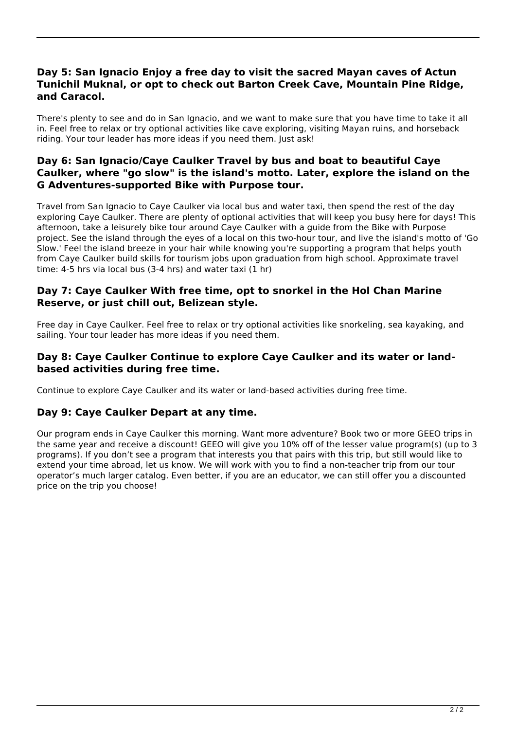### Day 5: San Ignacio Enjoy a free day to visit the sacred Mayan caves of Actun Tunichil Muknal, or opt to check out Barton Creek Cave, Mountain Pine Ridge, and Caracol.

There's plenty to see and do in San Ignacio, and we want to make sure that you have time to take it all in. Feel free to relax or try optional activities like cave exploring, visiting Mayan ruins, and horseback riding. Your tour leader has more ideas if you need them. Just ask!

### Day 6: San Ignacio/Caye Caulker Travel by bus and boat to beautiful Caye Caulker, where "go slow" is the island's motto. Later, explore the island on the G Adventures-supported Bike with Purpose tour.

Travel from San Ignacio to Caye Caulker via local bus and water taxi, then spend the rest of the day exploring Caye Caulker. There are plenty of optional activities that will keep you busy here for days! This afternoon, take a leisurely bike tour around Caye Caulker with a guide from the Bike with Purpose project. See the island through the eyes of a local on this two-hour tour, and live the island's motto of 'Go Slow.' Feel the island breeze in your hair while knowing you're supporting a program that helps youth from Caye Caulker build skills for tourism jobs upon graduation from high school. Approximate travel time: 4-5 hrs via local bus (3-4 hrs) and water taxi (1 hr)

### Day 7: Caye Caulker With free time, opt to snorkel in the Hol Chan Marine Reserve, or just chill out, Belizean style.

Free day in Caye Caulker. Feel free to relax or try optional activities like snorkeling, sea kayaking, and sailing. Your tour leader has more ideas if you need them.

### Day 8: Caye Caulker Continue to explore Caye Caulker and its water or land-based activities during free time.

Continue to explore Caye Caulker and its water or land-based activities during free time.

### Day 9: Caye Caulker Depart at any time.

Our program ends in Caye Caulker this morning. Want more adventure? Book two or more GEEO trips in the same year and receive a discount! GEEO will give you 10% off of the lesser value program(s) (up to 3 programs). If you don't see a program that interests you that pairs with this trip, but still would like to extend your time abroad, let us know. We will work with you to find a non-teacher trip from our tour operator's much larger catalog. Even better, if you are an educator, we can still offer you a discounted price on the trip you choose!